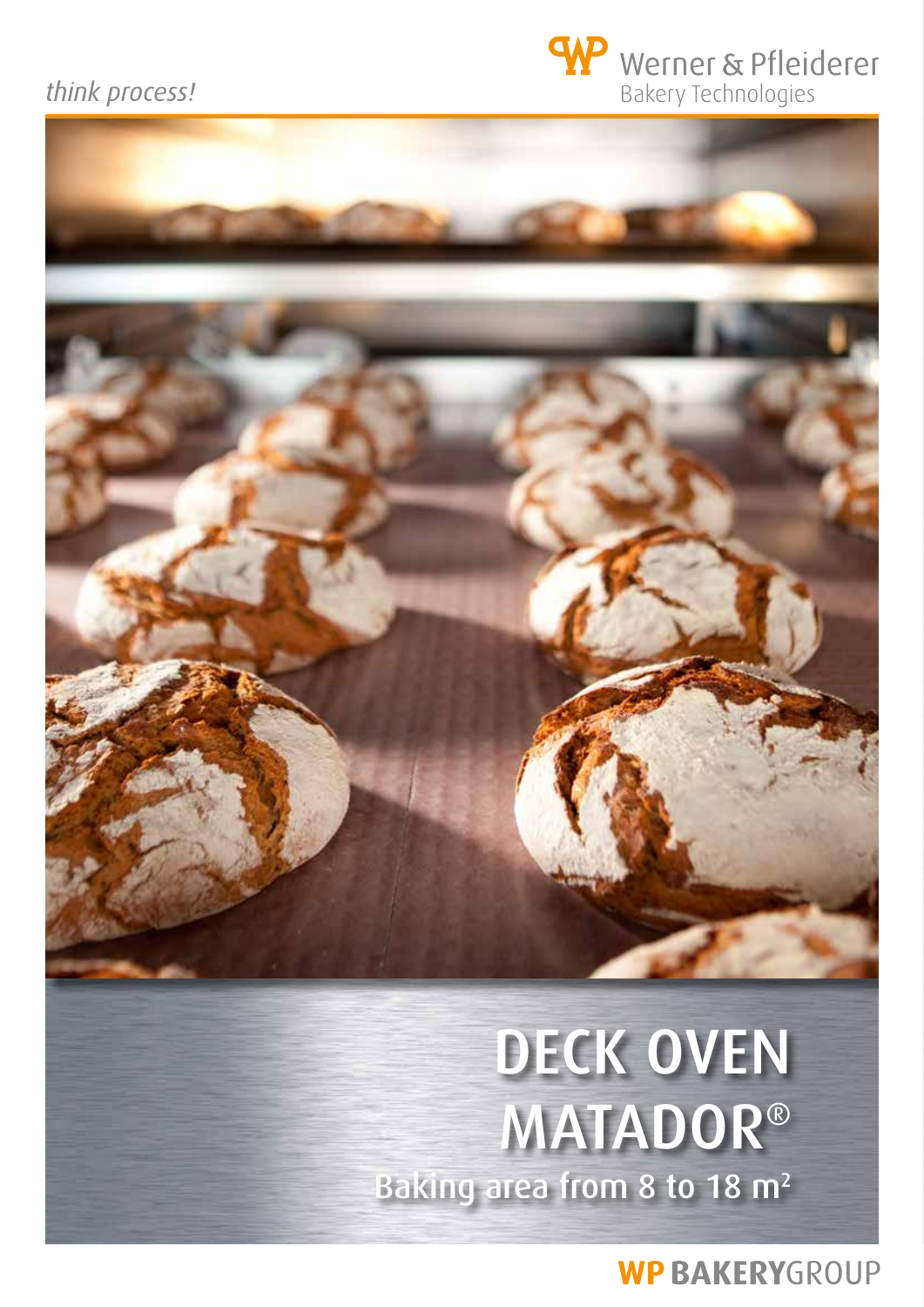*think process!*

Werner & Pfleiderer
Bakery Technologies

# DECK OVEN MATADOR®

Baking area from 8 to 18 m²

WP BAKERYGROUP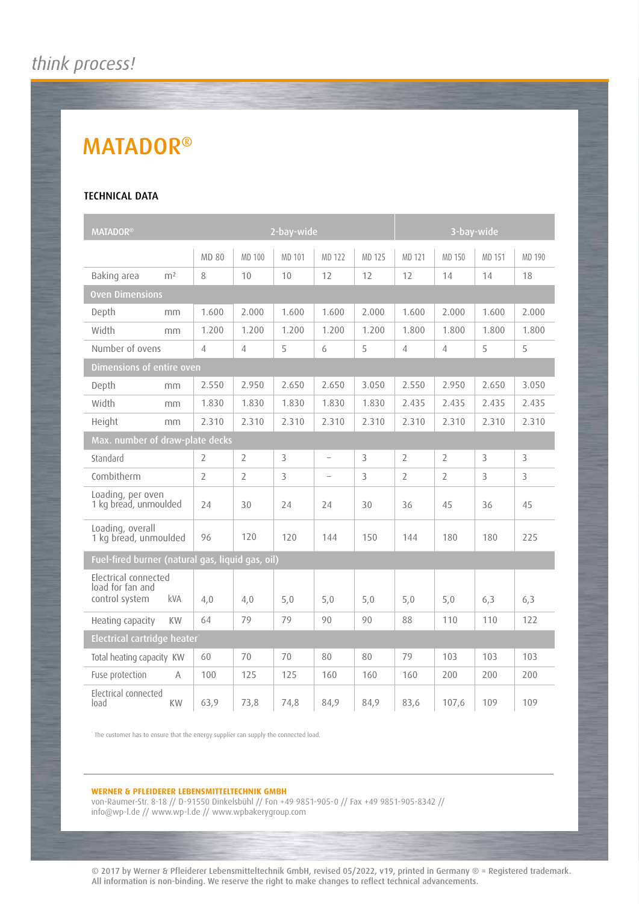*think process!*

# MATADOR®

## TECHNICAL DATA

| MATADOR® | | 2-bay-wide | | | | | 3-bay-wide | | | |
|---|---|---|---|---|---|---|---|---|---|---|
| | | MD 80 | MD 100 | MD 101 | MD 122 | MD 125 | MD 121 | MD 150 | MD 151 | MD 190 |
| Baking area | m² | 8 | 10 | 10 | 12 | 12 | 12 | 14 | 14 | 18 |
| **Oven Dimensions** | | | | | | | | | | |
| Depth | mm | 1.600 | 2.000 | 1.600 | 1.600 | 2.000 | 1.600 | 2.000 | 1.600 | 2.000 |
| Width | mm | 1.200 | 1.200 | 1.200 | 1.200 | 1.200 | 1.800 | 1.800 | 1.800 | 1.800 |
| Number of ovens | | 4 | 4 | 5 | 6 | 5 | 4 | 4 | 5 | 5 |
| **Dimensions of entire oven** | | | | | | | | | | |
| Depth | mm | 2.550 | 2.950 | 2.650 | 2.650 | 3.050 | 2.550 | 2.950 | 2.650 | 3.050 |
| Width | mm | 1.830 | 1.830 | 1.830 | 1.830 | 1.830 | 2.435 | 2.435 | 2.435 | 2.435 |
| Height | mm | 2.310 | 2.310 | 2.310 | 2.310 | 2.310 | 2.310 | 2.310 | 2.310 | 2.310 |
| **Max. number of draw-plate decks** | | | | | | | | | | |
| Standard | | 2 | 2 | 3 | – | 3 | 2 | 2 | 3 | 3 |
| Combitherm | | 2 | 2 | 3 | – | 3 | 2 | 2 | 3 | 3 |
| Loading, per oven 1 kg bread, unmoulded | | 24 | 30 | 24 | 24 | 30 | 36 | 45 | 36 | 45 |
| Loading, overall 1 kg bread, unmoulded | | 96 | 120 | 120 | 144 | 150 | 144 | 180 | 180 | 225 |
| **Fuel-fired burner (natural gas, liquid gas, oil)** | | | | | | | | | | |
| Electrical connected load for fan and control system | kVA | 4,0 | 4,0 | 5,0 | 5,0 | 5,0 | 5,0 | 5,0 | 6,3 | 6,3 |
| Heating capacity | KW | 64 | 79 | 79 | 90 | 90 | 88 | 110 | 110 | 122 |
| **Electrical cartridge heater*** | | | | | | | | | | |
| Total heating capacity | KW | 60 | 70 | 70 | 80 | 80 | 79 | 103 | 103 | 103 |
| Fuse protection | A | 100 | 125 | 125 | 160 | 160 | 160 | 200 | 200 | 200 |
| Electrical connected load | KW | 63,9 | 73,8 | 74,8 | 84,9 | 84,9 | 83,6 | 107,6 | 109 | 109 |

* The customer has to ensure that the energy supplier can supply the connected load.

**WERNER & PFLEIDERER LEBENSMITTELTECHNIK GMBH**
von-Raumer-Str. 8-18 // D-91550 Dinkelsbühl // Fon +49 9851-905-0 // Fax +49 9851-905-8342 //
info@wp-l.de // www.wp-l.de // www.wpbakerygroup.com

© 2017 by Werner & Pfleiderer Lebensmitteltechnik GmbH, revised 05/2022, v19, printed in Germany ® = Registered trademark.
All information is non-binding. We reserve the right to make changes to reflect technical advancements.